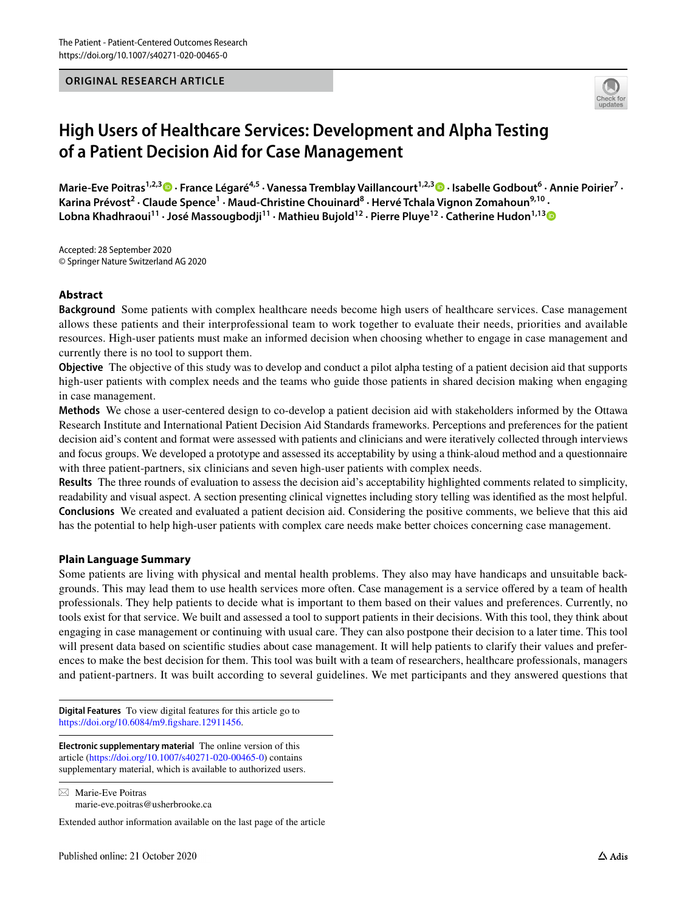ORIGINAL RESEARCH ARTICLE

# High Users of Healthcare Services: Development and Alpha Testing of a Patient Decision Aid for Case Management

**Marie-Eve Poitras[1,2,3] · France Légaré[4,5] · Vanessa Tremblay Vaillancourt[1,2,3] · Isabelle Godbout[6] · Annie Poirier[7] · Karina Prévost[2] · Claude Spence[1] · Maud-Christine Chouinard[8] · Hervé Tchala Vignon Zomahoun[9,10] · Lobna Khadhraoui[11] · José Massougbodji[11] · Mathieu Bujold[12] · Pierre Pluye[12] · Catherine Hudon[1,13]**

Accepted: 28 September 2020
© Springer Nature Switzerland AG 2020

## Abstract

**Background** Some patients with complex healthcare needs become high users of healthcare services. Case management allows these patients and their interprofessional team to work together to evaluate their needs, priorities and available resources. High-user patients must make an informed decision when choosing whether to engage in case management and currently there is no tool to support them.

**Objective** The objective of this study was to develop and conduct a pilot alpha testing of a patient decision aid that supports high-user patients with complex needs and the teams who guide those patients in shared decision making when engaging in case management.

**Methods** We chose a user-centered design to co-develop a patient decision aid with stakeholders informed by the Ottawa Research Institute and International Patient Decision Aid Standards frameworks. Perceptions and preferences for the patient decision aid's content and format were assessed with patients and clinicians and were iteratively collected through interviews and focus groups. We developed a prototype and assessed its acceptability by using a think-aloud method and a questionnaire with three patient-partners, six clinicians and seven high-user patients with complex needs.

**Results** The three rounds of evaluation to assess the decision aid's acceptability highlighted comments related to simplicity, readability and visual aspect. A section presenting clinical vignettes including story telling was identified as the most helpful.

**Conclusions** We created and evaluated a patient decision aid. Considering the positive comments, we believe that this aid has the potential to help high-user patients with complex care needs make better choices concerning case management.

## Plain Language Summary

Some patients are living with physical and mental health problems. They also may have handicaps and unsuitable backgrounds. This may lead them to use health services more often. Case management is a service offered by a team of health professionals. They help patients to decide what is important to them based on their values and preferences. Currently, no tools exist for that service. We built and assessed a tool to support patients in their decisions. With this tool, they think about engaging in case management or continuing with usual care. They can also postpone their decision to a later time. This tool will present data based on scientific studies about case management. It will help patients to clarify their values and preferences to make the best decision for them. This tool was built with a team of researchers, healthcare professionals, managers and patient-partners. It was built according to several guidelines. We met participants and they answered questions that

---

**Digital Features** To view digital features for this article go to https://doi.org/10.6084/m9.figshare.12911456.

**Electronic supplementary material** The online version of this article (https://doi.org/10.1007/s40271-020-00465-0) contains supplementary material, which is available to authorized users.

✉ Marie-Eve Poitras
marie-eve.poitras@usherbrooke.ca

Extended author information available on the last page of the article

Published online: 21 October 2020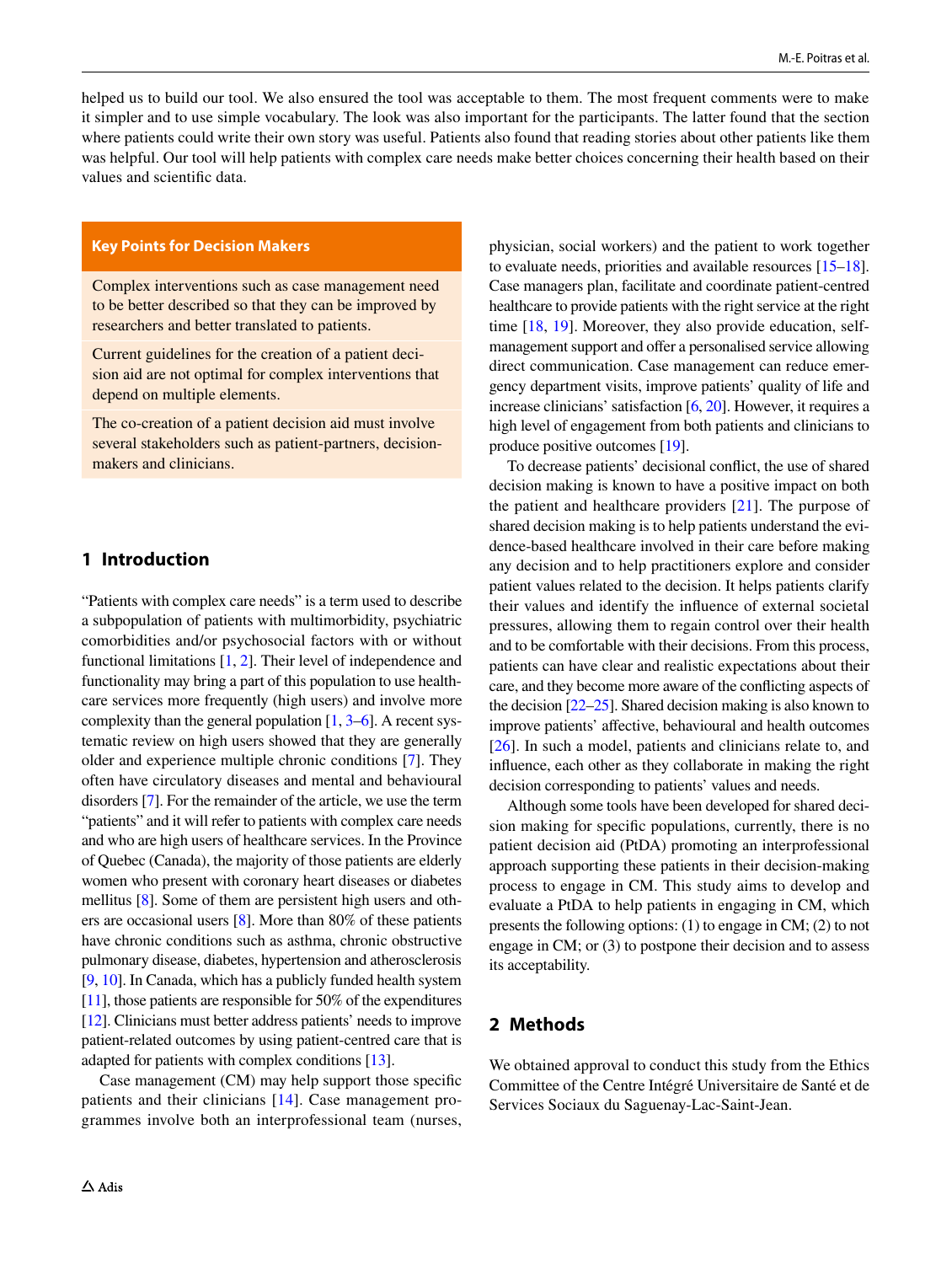helped us to build our tool. We also ensured the tool was acceptable to them. The most frequent comments were to make it simpler and to use simple vocabulary. The look was also important for the participants. The latter found that the section where patients could write their own story was useful. Patients also found that reading stories about other patients like them was helpful. Our tool will help patients with complex care needs make better choices concerning their health based on their values and scientific data.

**Key Points for Decision Makers**

Complex interventions such as case management need to be better described so that they can be improved by researchers and better translated to patients.

Current guidelines for the creation of a patient decision aid are not optimal for complex interventions that depend on multiple elements.

The co-creation of a patient decision aid must involve several stakeholders such as patient-partners, decision-makers and clinicians.

## 1 Introduction

"Patients with complex care needs" is a term used to describe a subpopulation of patients with multimorbidity, psychiatric comorbidities and/or psychosocial factors with or without functional limitations [1, 2]. Their level of independence and functionality may bring a part of this population to use healthcare services more frequently (high users) and involve more complexity than the general population [1, 3–6]. A recent systematic review on high users showed that they are generally older and experience multiple chronic conditions [7]. They often have circulatory diseases and mental and behavioural disorders [7]. For the remainder of the article, we use the term "patients" and it will refer to patients with complex care needs and who are high users of healthcare services. In the Province of Quebec (Canada), the majority of those patients are elderly women who present with coronary heart diseases or diabetes mellitus [8]. Some of them are persistent high users and others are occasional users [8]. More than 80% of these patients have chronic conditions such as asthma, chronic obstructive pulmonary disease, diabetes, hypertension and atherosclerosis [9, 10]. In Canada, which has a publicly funded health system [11], those patients are responsible for 50% of the expenditures [12]. Clinicians must better address patients' needs to improve patient-related outcomes by using patient-centred care that is adapted for patients with complex conditions [13].

Case management (CM) may help support those specific patients and their clinicians [14]. Case management programmes involve both an interprofessional team (nurses, physician, social workers) and the patient to work together to evaluate needs, priorities and available resources [15–18]. Case managers plan, facilitate and coordinate patient-centred healthcare to provide patients with the right service at the right time [18, 19]. Moreover, they also provide education, self-management support and offer a personalised service allowing direct communication. Case management can reduce emergency department visits, improve patients' quality of life and increase clinicians' satisfaction [6, 20]. However, it requires a high level of engagement from both patients and clinicians to produce positive outcomes [19].

To decrease patients' decisional conflict, the use of shared decision making is known to have a positive impact on both the patient and healthcare providers [21]. The purpose of shared decision making is to help patients understand the evidence-based healthcare involved in their care before making any decision and to help practitioners explore and consider patient values related to the decision. It helps patients clarify their values and identify the influence of external societal pressures, allowing them to regain control over their health and to be comfortable with their decisions. From this process, patients can have clear and realistic expectations about their care, and they become more aware of the conflicting aspects of the decision [22–25]. Shared decision making is also known to improve patients' affective, behavioural and health outcomes [26]. In such a model, patients and clinicians relate to, and influence, each other as they collaborate in making the right decision corresponding to patients' values and needs.

Although some tools have been developed for shared decision making for specific populations, currently, there is no patient decision aid (PtDA) promoting an interprofessional approach supporting these patients in their decision-making process to engage in CM. This study aims to develop and evaluate a PtDA to help patients in engaging in CM, which presents the following options: (1) to engage in CM; (2) to not engage in CM; or (3) to postpone their decision and to assess its acceptability.

## 2 Methods

We obtained approval to conduct this study from the Ethics Committee of the Centre Intégré Universitaire de Santé et de Services Sociaux du Saguenay-Lac-Saint-Jean.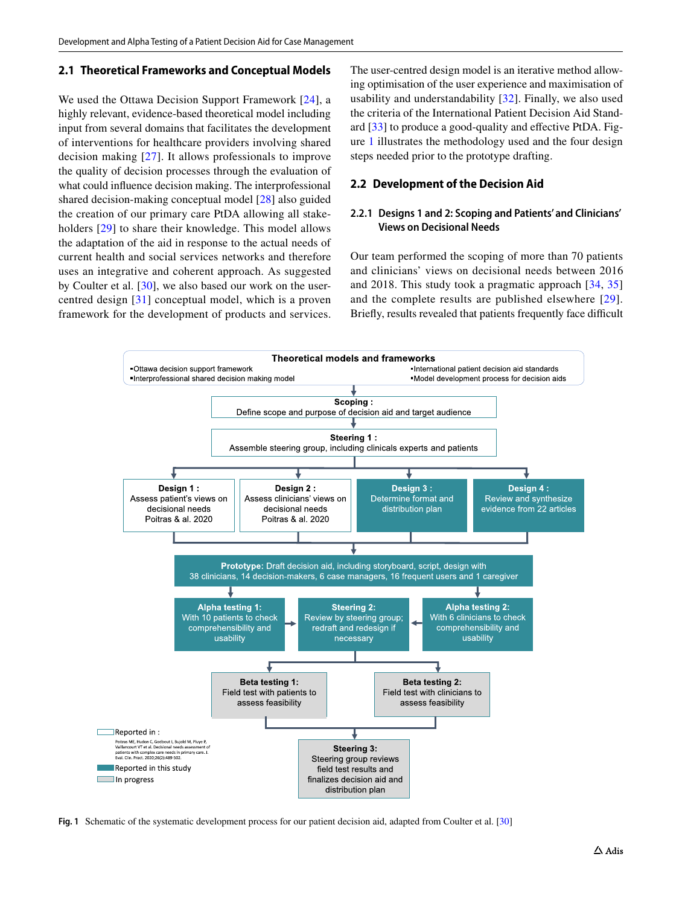## 2.1 Theoretical Frameworks and Conceptual Models

We used the Ottawa Decision Support Framework [24], a highly relevant, evidence-based theoretical model including input from several domains that facilitates the development of interventions for healthcare providers involving shared decision making [27]. It allows professionals to improve the quality of decision processes through the evaluation of what could influence decision making. The interprofessional shared decision-making conceptual model [28] also guided the creation of our primary care PtDA allowing all stakeholders [29] to share their knowledge. This model allows the adaptation of the aid in response to the actual needs of current health and social services networks and therefore uses an integrative and coherent approach. As suggested by Coulter et al. [30], we also based our work on the user-centred design [31] conceptual model, which is a proven framework for the development of products and services. The user-centred design model is an iterative method allowing optimisation of the user experience and maximisation of usability and understandability [32]. Finally, we also used the criteria of the International Patient Decision Aid Standard [33] to produce a good-quality and effective PtDA. Figure 1 illustrates the methodology used and the four design steps needed prior to the prototype drafting.

## 2.2 Development of the Decision Aid

### 2.2.1 Designs 1 and 2: Scoping and Patients' and Clinicians' Views on Decisional Needs

Our team performed the scoping of more than 70 patients and clinicians' views on decisional needs between 2016 and 2018. This study took a pragmatic approach [34, 35] and the complete results are published elsewhere [29]. Briefly, results revealed that patients frequently face difficult

**Theoretical models and frameworks**
- Ottawa decision support framework
- Interprofessional shared decision making model
- International patient decision aid standards
- Model development process for decision aids

**Scoping :** Define scope and purpose of decision aid and target audience

**Steering 1 :** Assemble steering group, including clinicals experts and patients

**Design 1 :** Assess patient's views on decisional needs Poitras & al. 2020

**Design 2 :** Assess clinicians' views on decisional needs Poitras & al. 2020

**Design 3 :** Determine format and distribution plan

**Design 4 :** Review and synthesize evidence from 22 articles

**Prototype:** Draft decision aid, including storyboard, script, design with 38 clinicians, 14 decision-makers, 6 case managers, 16 frequent users and 1 caregiver

**Alpha testing 1:** With 10 patients to check comprehensibility and usability

**Steering 2:** Review by steering group; redraft and redesign if necessary

**Alpha testing 2:** With 6 clinicians to check comprehensibility and usability

**Beta testing 1:** Field test with patients to assess feasibility

**Beta testing 2:** Field test with clinicians to assess feasibility

**Steering 3:** Steering group reviews field test results and finalizes decision aid and distribution plan

Reported in : Poitras ME, Hudon C, Godbout I, Bujold M, Pluye P, Vaillancourt VT et al. Decisional needs assessment of patients with complex care needs in primary care. J. Eval. Clin. Pract. 2020;26(2):489-502.

Reported in this study

In progress

**Fig. 1** Schematic of the systematic development process for our patient decision aid, adapted from Coulter et al. [30]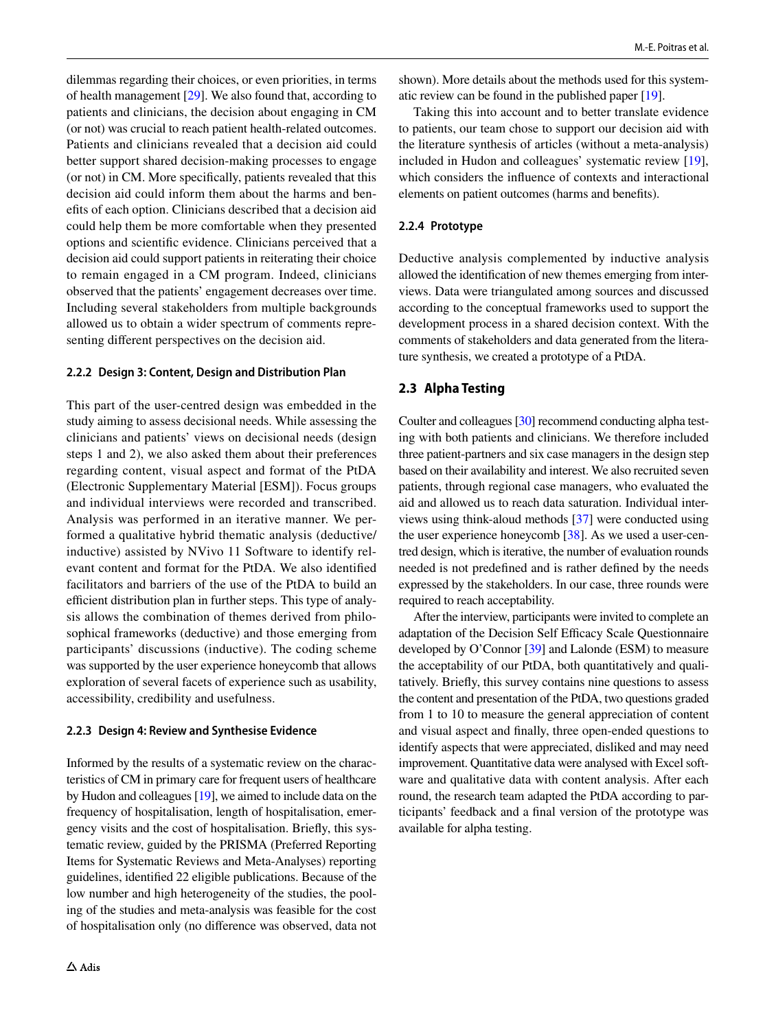dilemmas regarding their choices, or even priorities, in terms of health management [29]. We also found that, according to patients and clinicians, the decision about engaging in CM (or not) was crucial to reach patient health-related outcomes. Patients and clinicians revealed that a decision aid could better support shared decision-making processes to engage (or not) in CM. More specifically, patients revealed that this decision aid could inform them about the harms and benefits of each option. Clinicians described that a decision aid could help them be more comfortable when they presented options and scientific evidence. Clinicians perceived that a decision aid could support patients in reiterating their choice to remain engaged in a CM program. Indeed, clinicians observed that the patients' engagement decreases over time. Including several stakeholders from multiple backgrounds allowed us to obtain a wider spectrum of comments representing different perspectives on the decision aid.

#### 2.2.2 Design 3: Content, Design and Distribution Plan

This part of the user-centred design was embedded in the study aiming to assess decisional needs. While assessing the clinicians and patients' views on decisional needs (design steps 1 and 2), we also asked them about their preferences regarding content, visual aspect and format of the PtDA (Electronic Supplementary Material [ESM]). Focus groups and individual interviews were recorded and transcribed. Analysis was performed in an iterative manner. We performed a qualitative hybrid thematic analysis (deductive/inductive) assisted by NVivo 11 Software to identify relevant content and format for the PtDA. We also identified facilitators and barriers of the use of the PtDA to build an efficient distribution plan in further steps. This type of analysis allows the combination of themes derived from philosophical frameworks (deductive) and those emerging from participants' discussions (inductive). The coding scheme was supported by the user experience honeycomb that allows exploration of several facets of experience such as usability, accessibility, credibility and usefulness.

#### 2.2.3 Design 4: Review and Synthesise Evidence

Informed by the results of a systematic review on the characteristics of CM in primary care for frequent users of healthcare by Hudon and colleagues [19], we aimed to include data on the frequency of hospitalisation, length of hospitalisation, emergency visits and the cost of hospitalisation. Briefly, this systematic review, guided by the PRISMA (Preferred Reporting Items for Systematic Reviews and Meta-Analyses) reporting guidelines, identified 22 eligible publications. Because of the low number and high heterogeneity of the studies, the pooling of the studies and meta-analysis was feasible for the cost of hospitalisation only (no difference was observed, data not shown). More details about the methods used for this systematic review can be found in the published paper [19].

Taking this into account and to better translate evidence to patients, our team chose to support our decision aid with the literature synthesis of articles (without a meta-analysis) included in Hudon and colleagues' systematic review [19], which considers the influence of contexts and interactional elements on patient outcomes (harms and benefits).

#### 2.2.4 Prototype

Deductive analysis complemented by inductive analysis allowed the identification of new themes emerging from interviews. Data were triangulated among sources and discussed according to the conceptual frameworks used to support the development process in a shared decision context. With the comments of stakeholders and data generated from the literature synthesis, we created a prototype of a PtDA.

### 2.3 Alpha Testing

Coulter and colleagues [30] recommend conducting alpha testing with both patients and clinicians. We therefore included three patient-partners and six case managers in the design step based on their availability and interest. We also recruited seven patients, through regional case managers, who evaluated the aid and allowed us to reach data saturation. Individual interviews using think-aloud methods [37] were conducted using the user experience honeycomb [38]. As we used a user-centred design, which is iterative, the number of evaluation rounds needed is not predefined and is rather defined by the needs expressed by the stakeholders. In our case, three rounds were required to reach acceptability.

After the interview, participants were invited to complete an adaptation of the Decision Self Efficacy Scale Questionnaire developed by O'Connor [39] and Lalonde (ESM) to measure the acceptability of our PtDA, both quantitatively and qualitatively. Briefly, this survey contains nine questions to assess the content and presentation of the PtDA, two questions graded from 1 to 10 to measure the general appreciation of content and visual aspect and finally, three open-ended questions to identify aspects that were appreciated, disliked and may need improvement. Quantitative data were analysed with Excel software and qualitative data with content analysis. After each round, the research team adapted the PtDA according to participants' feedback and a final version of the prototype was available for alpha testing.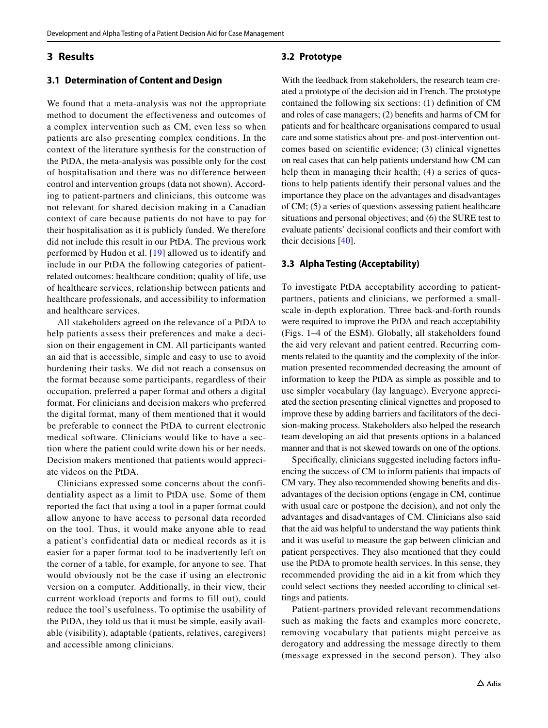## 3 Results

### 3.1 Determination of Content and Design

We found that a meta-analysis was not the appropriate method to document the effectiveness and outcomes of a complex intervention such as CM, even less so when patients are also presenting complex conditions. In the context of the literature synthesis for the construction of the PtDA, the meta-analysis was possible only for the cost of hospitalisation and there was no difference between control and intervention groups (data not shown). According to patient-partners and clinicians, this outcome was not relevant for shared decision making in a Canadian context of care because patients do not have to pay for their hospitalisation as it is publicly funded. We therefore did not include this result in our PtDA. The previous work performed by Hudon et al. [19] allowed us to identify and include in our PtDA the following categories of patient-related outcomes: healthcare condition; quality of life, use of healthcare services, relationship between patients and healthcare professionals, and accessibility to information and healthcare services.

All stakeholders agreed on the relevance of a PtDA to help patients assess their preferences and make a decision on their engagement in CM. All participants wanted an aid that is accessible, simple and easy to use to avoid burdening their tasks. We did not reach a consensus on the format because some participants, regardless of their occupation, preferred a paper format and others a digital format. For clinicians and decision makers who preferred the digital format, many of them mentioned that it would be preferable to connect the PtDA to current electronic medical software. Clinicians would like to have a section where the patient could write down his or her needs. Decision makers mentioned that patients would appreciate videos on the PtDA.

Clinicians expressed some concerns about the confidentiality aspect as a limit to PtDA use. Some of them reported the fact that using a tool in a paper format could allow anyone to have access to personal data recorded on the tool. Thus, it would make anyone able to read a patient's confidential data or medical records as it is easier for a paper format tool to be inadvertently left on the corner of a table, for example, for anyone to see. That would obviously not be the case if using an electronic version on a computer. Additionally, in their view, their current workload (reports and forms to fill out), could reduce the tool's usefulness. To optimise the usability of the PtDA, they told us that it must be simple, easily available (visibility), adaptable (patients, relatives, caregivers) and accessible among clinicians.

### 3.2 Prototype

With the feedback from stakeholders, the research team created a prototype of the decision aid in French. The prototype contained the following six sections: (1) definition of CM and roles of case managers; (2) benefits and harms of CM for patients and for healthcare organisations compared to usual care and some statistics about pre- and post-intervention outcomes based on scientific evidence; (3) clinical vignettes on real cases that can help patients understand how CM can help them in managing their health; (4) a series of questions to help patients identify their personal values and the importance they place on the advantages and disadvantages of CM; (5) a series of questions assessing patient healthcare situations and personal objectives; and (6) the SURE test to evaluate patients' decisional conflicts and their comfort with their decisions [40].

### 3.3 Alpha Testing (Acceptability)

To investigate PtDA acceptability according to patient-partners, patients and clinicians, we performed a small-scale in-depth exploration. Three back-and-forth rounds were required to improve the PtDA and reach acceptability (Figs. 1–4 of the ESM). Globally, all stakeholders found the aid very relevant and patient centred. Recurring comments related to the quantity and the complexity of the information presented recommended decreasing the amount of information to keep the PtDA as simple as possible and to use simpler vocabulary (lay language). Everyone appreciated the section presenting clinical vignettes and proposed to improve these by adding barriers and facilitators of the decision-making process. Stakeholders also helped the research team developing an aid that presents options in a balanced manner and that is not skewed towards on one of the options.

Specifically, clinicians suggested including factors influencing the success of CM to inform patients that impacts of CM vary. They also recommended showing benefits and disadvantages of the decision options (engage in CM, continue with usual care or postpone the decision), and not only the advantages and disadvantages of CM. Clinicians also said that the aid was helpful to understand the way patients think and it was useful to measure the gap between clinician and patient perspectives. They also mentioned that they could use the PtDA to promote health services. In this sense, they recommended providing the aid in a kit from which they could select sections they needed according to clinical settings and patients.

Patient-partners provided relevant recommendations such as making the facts and examples more concrete, removing vocabulary that patients might perceive as derogatory and addressing the message directly to them (message expressed in the second person). They also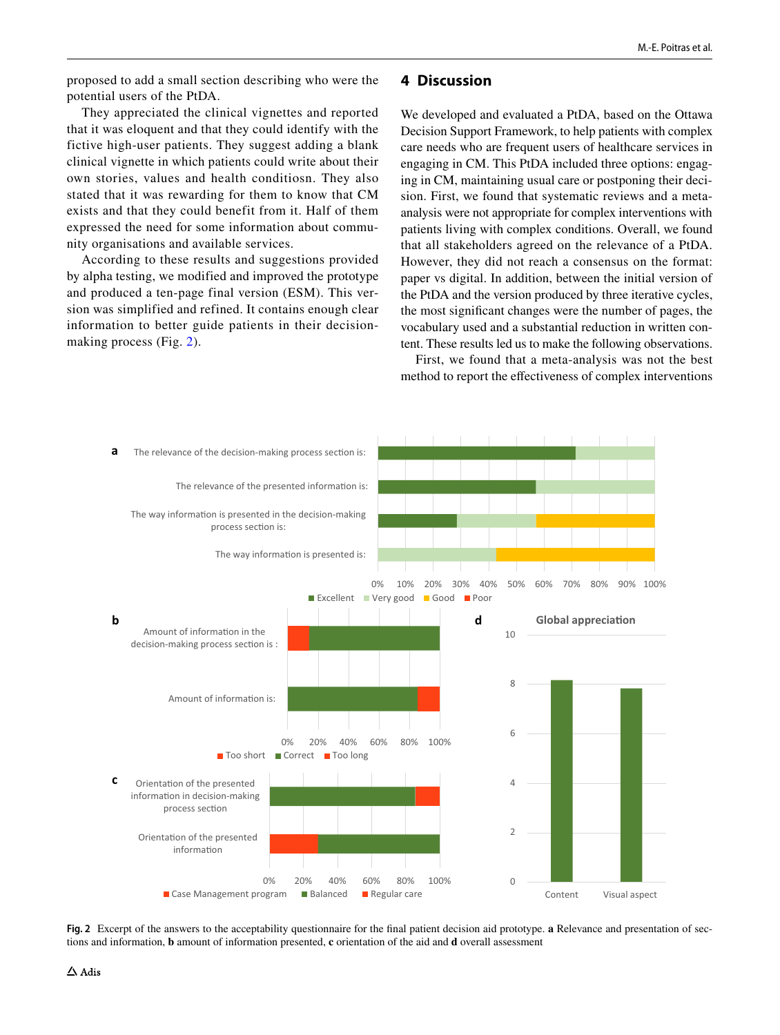proposed to add a small section describing who were the potential users of the PtDA.

They appreciated the clinical vignettes and reported that it was eloquent and that they could identify with the fictive high-user patients. They suggest adding a blank clinical vignette in which patients could write about their own stories, values and health conditiosn. They also stated that it was rewarding for them to know that CM exists and that they could benefit from it. Half of them expressed the need for some information about community organisations and available services.

According to these results and suggestions provided by alpha testing, we modified and improved the prototype and produced a ten-page final version (ESM). This version was simplified and refined. It contains enough clear information to better guide patients in their decision-making process (Fig. 2).

## 4 Discussion

We developed and evaluated a PtDA, based on the Ottawa Decision Support Framework, to help patients with complex care needs who are frequent users of healthcare services in engaging in CM. This PtDA included three options: engaging in CM, maintaining usual care or postponing their decision. First, we found that systematic reviews and a meta-analysis were not appropriate for complex interventions with patients living with complex conditions. Overall, we found that all stakeholders agreed on the relevance of a PtDA. However, they did not reach a consensus on the format: paper vs digital. In addition, between the initial version of the PtDA and the version produced by three iterative cycles, the most significant changes were the number of pages, the vocabulary used and a substantial reduction in written content. These results led us to make the following observations.

First, we found that a meta-analysis was not the best method to report the effectiveness of complex interventions

**Fig. 2** Excerpt of the answers to the acceptability questionnaire for the final patient decision aid prototype. **a** Relevance and presentation of sections and information, **b** amount of information presented, **c** orientation of the aid and **d** overall assessment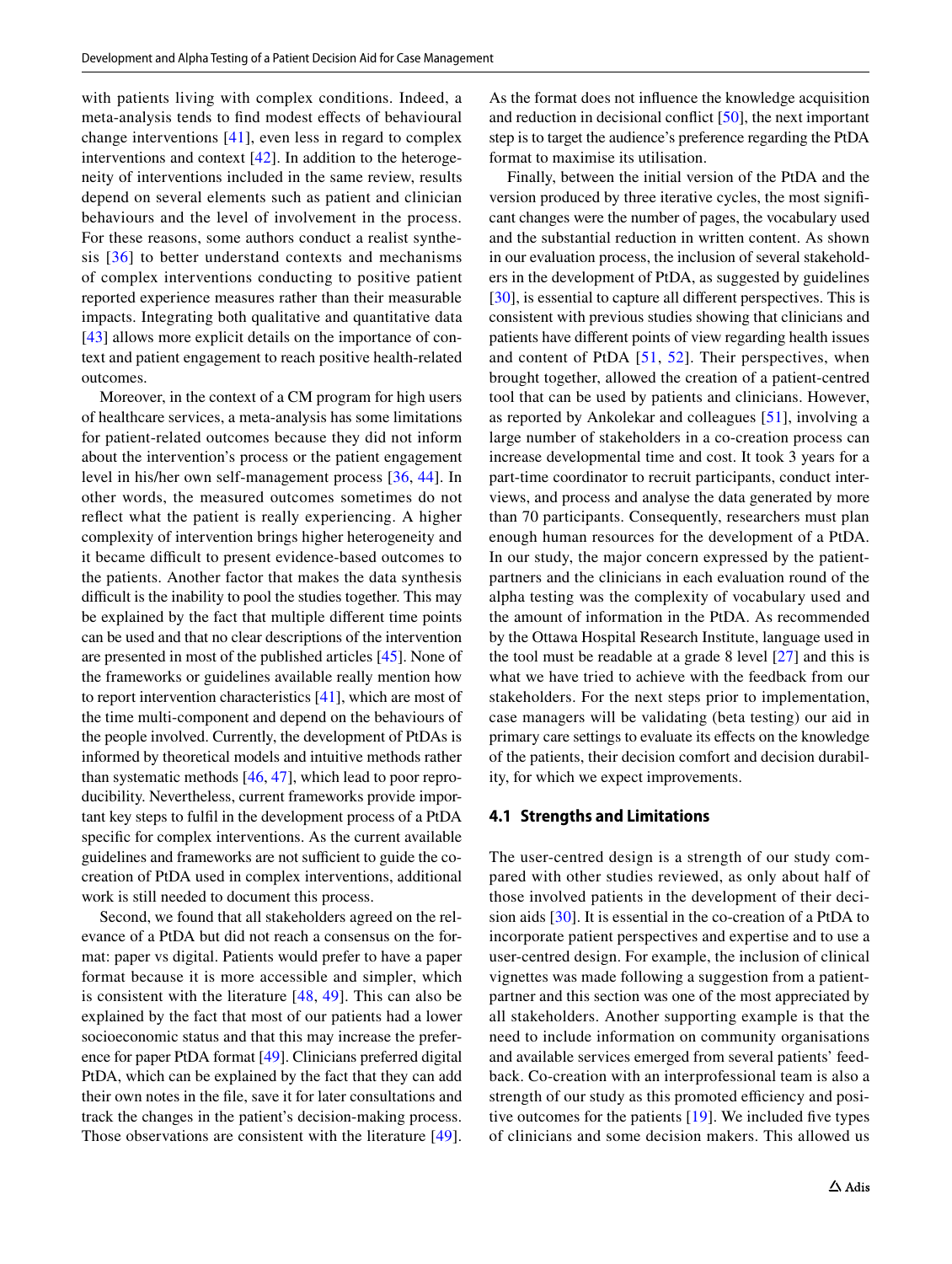with patients living with complex conditions. Indeed, a meta-analysis tends to find modest effects of behavioural change interventions [41], even less in regard to complex interventions and context [42]. In addition to the heterogeneity of interventions included in the same review, results depend on several elements such as patient and clinician behaviours and the level of involvement in the process. For these reasons, some authors conduct a realist synthesis [36] to better understand contexts and mechanisms of complex interventions conducting to positive patient reported experience measures rather than their measurable impacts. Integrating both qualitative and quantitative data [43] allows more explicit details on the importance of context and patient engagement to reach positive health-related outcomes.

Moreover, in the context of a CM program for high users of healthcare services, a meta-analysis has some limitations for patient-related outcomes because they did not inform about the intervention's process or the patient engagement level in his/her own self-management process [36, 44]. In other words, the measured outcomes sometimes do not reflect what the patient is really experiencing. A higher complexity of intervention brings higher heterogeneity and it became difficult to present evidence-based outcomes to the patients. Another factor that makes the data synthesis difficult is the inability to pool the studies together. This may be explained by the fact that multiple different time points can be used and that no clear descriptions of the intervention are presented in most of the published articles [45]. None of the frameworks or guidelines available really mention how to report intervention characteristics [41], which are most of the time multi-component and depend on the behaviours of the people involved. Currently, the development of PtDAs is informed by theoretical models and intuitive methods rather than systematic methods [46, 47], which lead to poor reproducibility. Nevertheless, current frameworks provide important key steps to fulfil in the development process of a PtDA specific for complex interventions. As the current available guidelines and frameworks are not sufficient to guide the co-creation of PtDA used in complex interventions, additional work is still needed to document this process.

Second, we found that all stakeholders agreed on the relevance of a PtDA but did not reach a consensus on the format: paper vs digital. Patients would prefer to have a paper format because it is more accessible and simpler, which is consistent with the literature [48, 49]. This can also be explained by the fact that most of our patients had a lower socioeconomic status and that this may increase the preference for paper PtDA format [49]. Clinicians preferred digital PtDA, which can be explained by the fact that they can add their own notes in the file, save it for later consultations and track the changes in the patient's decision-making process. Those observations are consistent with the literature [49]. As the format does not influence the knowledge acquisition and reduction in decisional conflict [50], the next important step is to target the audience's preference regarding the PtDA format to maximise its utilisation.

Finally, between the initial version of the PtDA and the version produced by three iterative cycles, the most significant changes were the number of pages, the vocabulary used and the substantial reduction in written content. As shown in our evaluation process, the inclusion of several stakeholders in the development of PtDA, as suggested by guidelines [30], is essential to capture all different perspectives. This is consistent with previous studies showing that clinicians and patients have different points of view regarding health issues and content of PtDA [51, 52]. Their perspectives, when brought together, allowed the creation of a patient-centred tool that can be used by patients and clinicians. However, as reported by Ankolekar and colleagues [51], involving a large number of stakeholders in a co-creation process can increase developmental time and cost. It took 3 years for a part-time coordinator to recruit participants, conduct interviews, and process and analyse the data generated by more than 70 participants. Consequently, researchers must plan enough human resources for the development of a PtDA. In our study, the major concern expressed by the patient-partners and the clinicians in each evaluation round of the alpha testing was the complexity of vocabulary used and the amount of information in the PtDA. As recommended by the Ottawa Hospital Research Institute, language used in the tool must be readable at a grade 8 level [27] and this is what we have tried to achieve with the feedback from our stakeholders. For the next steps prior to implementation, case managers will be validating (beta testing) our aid in primary care settings to evaluate its effects on the knowledge of the patients, their decision comfort and decision durability, for which we expect improvements.

### 4.1 Strengths and Limitations

The user-centred design is a strength of our study compared with other studies reviewed, as only about half of those involved patients in the development of their decision aids [30]. It is essential in the co-creation of a PtDA to incorporate patient perspectives and expertise and to use a user-centred design. For example, the inclusion of clinical vignettes was made following a suggestion from a patient-partner and this section was one of the most appreciated by all stakeholders. Another supporting example is that the need to include information on community organisations and available services emerged from several patients' feedback. Co-creation with an interprofessional team is also a strength of our study as this promoted efficiency and positive outcomes for the patients [19]. We included five types of clinicians and some decision makers. This allowed us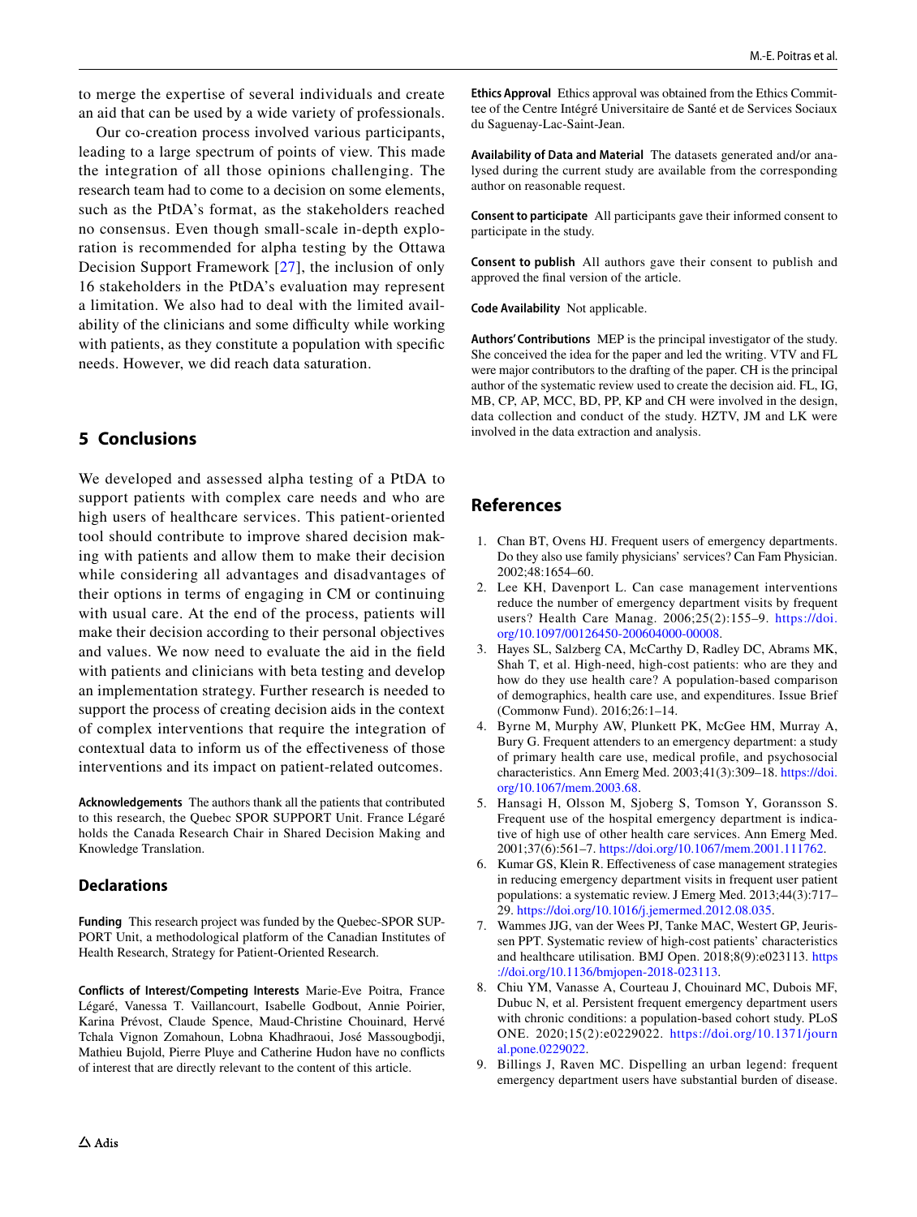to merge the expertise of several individuals and create an aid that can be used by a wide variety of professionals.

Our co-creation process involved various participants, leading to a large spectrum of points of view. This made the integration of all those opinions challenging. The research team had to come to a decision on some elements, such as the PtDA's format, as the stakeholders reached no consensus. Even though small-scale in-depth exploration is recommended for alpha testing by the Ottawa Decision Support Framework [27], the inclusion of only 16 stakeholders in the PtDA's evaluation may represent a limitation. We also had to deal with the limited availability of the clinicians and some difficulty while working with patients, as they constitute a population with specific needs. However, we did reach data saturation.

## 5 Conclusions

We developed and assessed alpha testing of a PtDA to support patients with complex care needs and who are high users of healthcare services. This patient-oriented tool should contribute to improve shared decision making with patients and allow them to make their decision while considering all advantages and disadvantages of their options in terms of engaging in CM or continuing with usual care. At the end of the process, patients will make their decision according to their personal objectives and values. We now need to evaluate the aid in the field with patients and clinicians with beta testing and develop an implementation strategy. Further research is needed to support the process of creating decision aids in the context of complex interventions that require the integration of contextual data to inform us of the effectiveness of those interventions and its impact on patient-related outcomes.

**Acknowledgements** The authors thank all the patients that contributed to this research, the Quebec SPOR SUPPORT Unit. France Légaré holds the Canada Research Chair in Shared Decision Making and Knowledge Translation.

### Declarations

**Funding** This research project was funded by the Quebec-SPOR SUPPORT Unit, a methodological platform of the Canadian Institutes of Health Research, Strategy for Patient-Oriented Research.

**Conflicts of Interest/Competing Interests** Marie-Eve Poitra, France Légaré, Vanessa T. Vaillancourt, Isabelle Godbout, Annie Poirier, Karina Prévost, Claude Spence, Maud-Christine Chouinard, Hervé Tchala Vignon Zomahoun, Lobna Khadhraoui, José Massougbodji, Mathieu Bujold, Pierre Pluye and Catherine Hudon have no conflicts of interest that are directly relevant to the content of this article.

**Ethics Approval** Ethics approval was obtained from the Ethics Committee of the Centre Intégré Universitaire de Santé et de Services Sociaux du Saguenay-Lac-Saint-Jean.

**Availability of Data and Material** The datasets generated and/or analysed during the current study are available from the corresponding author on reasonable request.

**Consent to participate** All participants gave their informed consent to participate in the study.

**Consent to publish** All authors gave their consent to publish and approved the final version of the article.

**Code Availability** Not applicable.

**Authors' Contributions** MEP is the principal investigator of the study. She conceived the idea for the paper and led the writing. VTV and FL were major contributors to the drafting of the paper. CH is the principal author of the systematic review used to create the decision aid. FL, IG, MB, CP, AP, MCC, BD, PP, KP and CH were involved in the design, data collection and conduct of the study. HZTV, JM and LK were involved in the data extraction and analysis.

## References

1. Chan BT, Ovens HJ. Frequent users of emergency departments. Do they also use family physicians' services? Can Fam Physician. 2002;48:1654–60.
2. Lee KH, Davenport L. Can case management interventions reduce the number of emergency department visits by frequent users? Health Care Manag. 2006;25(2):155–9. https://doi.org/10.1097/00126450-200604000-00008.
3. Hayes SL, Salzberg CA, McCarthy D, Radley DC, Abrams MK, Shah T, et al. High-need, high-cost patients: who are they and how do they use health care? A population-based comparison of demographics, health care use, and expenditures. Issue Brief (Commonw Fund). 2016;26:1–14.
4. Byrne M, Murphy AW, Plunkett PK, McGee HM, Murray A, Bury G. Frequent attenders to an emergency department: a study of primary health care use, medical profile, and psychosocial characteristics. Ann Emerg Med. 2003;41(3):309–18. https://doi.org/10.1067/mem.2003.68.
5. Hansagi H, Olsson M, Sjoberg S, Tomson Y, Goransson S. Frequent use of the hospital emergency department is indicative of high use of other health care services. Ann Emerg Med. 2001;37(6):561–7. https://doi.org/10.1067/mem.2001.111762.
6. Kumar GS, Klein R. Effectiveness of case management strategies in reducing emergency department visits in frequent user patient populations: a systematic review. J Emerg Med. 2013;44(3):717–29. https://doi.org/10.1016/j.jemermed.2012.08.035.
7. Wammes JJG, van der Wees PJ, Tanke MAC, Westert GP, Jeurissen PPT. Systematic review of high-cost patients' characteristics and healthcare utilisation. BMJ Open. 2018;8(9):e023113. https://doi.org/10.1136/bmjopen-2018-023113.
8. Chiu YM, Vanasse A, Courteau J, Chouinard MC, Dubois MF, Dubuc N, et al. Persistent frequent emergency department users with chronic conditions: a population-based cohort study. PLoS ONE. 2020;15(2):e0229022. https://doi.org/10.1371/journal.pone.0229022.
9. Billings J, Raven MC. Dispelling an urban legend: frequent emergency department users have substantial burden of disease.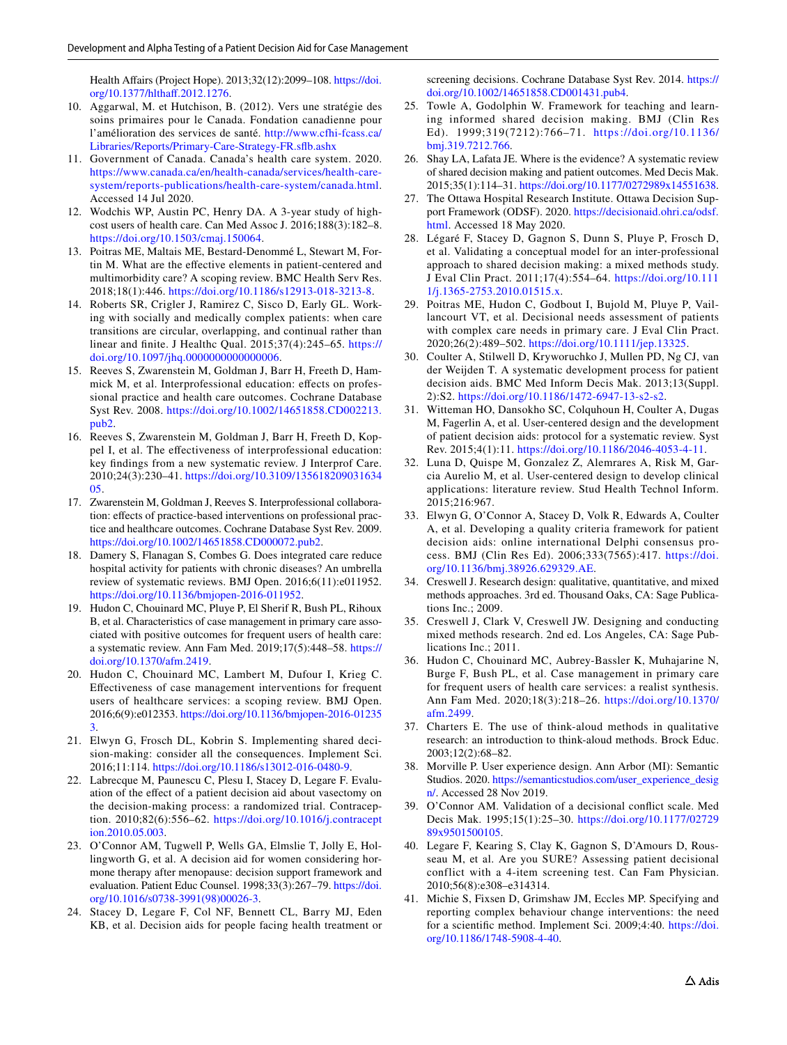Health Affairs (Project Hope). 2013;32(12):2099–108. https://doi.org/10.1377/hlthaff.2012.1276.

10. Aggarwal, M. et Hutchison, B. (2012). Vers une stratégie des soins primaires pour le Canada. Fondation canadienne pour l'amélioration des services de santé. http://www.cfhi-fcass.ca/Libraries/Reports/Primary-Care-Strategy-FR.sflb.ashx
11. Government of Canada. Canada's health care system. 2020. https://www.canada.ca/en/health-canada/services/health-care-system/reports-publications/health-care-system/canada.html. Accessed 14 Jul 2020.
12. Wodchis WP, Austin PC, Henry DA. A 3-year study of high-cost users of health care. Can Med Assoc J. 2016;188(3):182–8. https://doi.org/10.1503/cmaj.150064.
13. Poitras ME, Maltais ME, Bestard-Denommé L, Stewart M, Fortin M. What are the effective elements in patient-centered and multimorbidity care? A scoping review. BMC Health Serv Res. 2018;18(1):446. https://doi.org/10.1186/s12913-018-3213-8.
14. Roberts SR, Crigler J, Ramirez C, Sisco D, Early GL. Working with socially and medically complex patients: when care transitions are circular, overlapping, and continual rather than linear and finite. J Healthc Qual. 2015;37(4):245–65. https://doi.org/10.1097/jhq.0000000000000006.
15. Reeves S, Zwarenstein M, Goldman J, Barr H, Freeth D, Hammick M, et al. Interprofessional education: effects on professional practice and health care outcomes. Cochrane Database Syst Rev. 2008. https://doi.org/10.1002/14651858.CD002213.pub2.
16. Reeves S, Zwarenstein M, Goldman J, Barr H, Freeth D, Koppel I, et al. The effectiveness of interprofessional education: key findings from a new systematic review. J Interprof Care. 2010;24(3):230–41. https://doi.org/10.3109/13561820903163405.
17. Zwarenstein M, Goldman J, Reeves S. Interprofessional collaboration: effects of practice-based interventions on professional practice and healthcare outcomes. Cochrane Database Syst Rev. 2009. https://doi.org/10.1002/14651858.CD000072.pub2.
18. Damery S, Flanagan S, Combes G. Does integrated care reduce hospital activity for patients with chronic diseases? An umbrella review of systematic reviews. BMJ Open. 2016;6(11):e011952. https://doi.org/10.1136/bmjopen-2016-011952.
19. Hudon C, Chouinard MC, Pluye P, El Sherif R, Bush PL, Rihoux B, et al. Characteristics of case management in primary care associated with positive outcomes for frequent users of health care: a systematic review. Ann Fam Med. 2019;17(5):448–58. https://doi.org/10.1370/afm.2419.
20. Hudon C, Chouinard MC, Lambert M, Dufour I, Krieg C. Effectiveness of case management interventions for frequent users of healthcare services: a scoping review. BMJ Open. 2016;6(9):e012353. https://doi.org/10.1136/bmjopen-2016-012353.
21. Elwyn G, Frosch DL, Kobrin S. Implementing shared decision-making: consider all the consequences. Implement Sci. 2016;11:114. https://doi.org/10.1186/s13012-016-0480-9.
22. Labrecque M, Paunescu C, Plesu I, Stacey D, Legare F. Evaluation of the effect of a patient decision aid about vasectomy on the decision-making process: a randomized trial. Contraception. 2010;82(6):556–62. https://doi.org/10.1016/j.contraception.2010.05.003.
23. O'Connor AM, Tugwell P, Wells GA, Elmslie T, Jolly E, Hollingworth G, et al. A decision aid for women considering hormone therapy after menopause: decision support framework and evaluation. Patient Educ Counsel. 1998;33(3):267–79. https://doi.org/10.1016/s0738-3991(98)00026-3.
24. Stacey D, Legare F, Col NF, Bennett CL, Barry MJ, Eden KB, et al. Decision aids for people facing health treatment or screening decisions. Cochrane Database Syst Rev. 2014. https://doi.org/10.1002/14651858.CD001431.pub4.
25. Towle A, Godolphin W. Framework for teaching and learning informed shared decision making. BMJ (Clin Res Ed). 1999;319(7212):766–71. https://doi.org/10.1136/bmj.319.7212.766.
26. Shay LA, Lafata JE. Where is the evidence? A systematic review of shared decision making and patient outcomes. Med Decis Mak. 2015;35(1):114–31. https://doi.org/10.1177/0272989x14551638.
27. The Ottawa Hospital Research Institute. Ottawa Decision Support Framework (ODSF). 2020. https://decisionaid.ohri.ca/odsf.html. Accessed 18 May 2020.
28. Légaré F, Stacey D, Gagnon S, Dunn S, Pluye P, Frosch D, et al. Validating a conceptual model for an inter-professional approach to shared decision making: a mixed methods study. J Eval Clin Pract. 2011;17(4):554–64. https://doi.org/10.1111/j.1365-2753.2010.01515.x.
29. Poitras ME, Hudon C, Godbout I, Bujold M, Pluye P, Vaillancourt VT, et al. Decisional needs assessment of patients with complex care needs in primary care. J Eval Clin Pract. 2020;26(2):489–502. https://doi.org/10.1111/jep.13325.
30. Coulter A, Stilwell D, Kryworuchko J, Mullen PD, Ng CJ, van der Weijden T. A systematic development process for patient decision aids. BMC Med Inform Decis Mak. 2013;13(Suppl. 2):S2. https://doi.org/10.1186/1472-6947-13-s2-s2.
31. Witteman HO, Dansokho SC, Colquhoun H, Coulter A, Dugas M, Fagerlin A, et al. User-centered design and the development of patient decision aids: protocol for a systematic review. Syst Rev. 2015;4(1):11. https://doi.org/10.1186/2046-4053-4-11.
32. Luna D, Quispe M, Gonzalez Z, Alemrares A, Risk M, Garcia Aurelio M, et al. User-centered design to develop clinical applications: literature review. Stud Health Technol Inform. 2015;216:967.
33. Elwyn G, O'Connor A, Stacey D, Volk R, Edwards A, Coulter A, et al. Developing a quality criteria framework for patient decision aids: online international Delphi consensus process. BMJ (Clin Res Ed). 2006;333(7565):417. https://doi.org/10.1136/bmj.38926.629329.AE.
34. Creswell J. Research design: qualitative, quantitative, and mixed methods approaches. 3rd ed. Thousand Oaks, CA: Sage Publications Inc.; 2009.
35. Creswell J, Clark V, Creswell JW. Designing and conducting mixed methods research. 2nd ed. Los Angeles, CA: Sage Publications Inc.; 2011.
36. Hudon C, Chouinard MC, Aubrey-Bassler K, Muhajarine N, Burge F, Bush PL, et al. Case management in primary care for frequent users of health care services: a realist synthesis. Ann Fam Med. 2020;18(3):218–26. https://doi.org/10.1370/afm.2499.
37. Charters E. The use of think-aloud methods in qualitative research: an introduction to think-aloud methods. Brock Educ. 2003;12(2):68–82.
38. Morville P. User experience design. Ann Arbor (MI): Semantic Studios. 2020. https://semanticstudios.com/user_experience_design/. Accessed 28 Nov 2019.
39. O'Connor AM. Validation of a decisional conflict scale. Med Decis Mak. 1995;15(1):25–30. https://doi.org/10.1177/0272989x9501500105.
40. Legare F, Kearing S, Clay K, Gagnon S, D'Amours D, Rousseau M, et al. Are you SURE? Assessing patient decisional conflict with a 4-item screening test. Can Fam Physician. 2010;56(8):e308–e314314.
41. Michie S, Fixsen D, Grimshaw JM, Eccles MP. Specifying and reporting complex behaviour change interventions: the need for a scientific method. Implement Sci. 2009;4:40. https://doi.org/10.1186/1748-5908-4-40.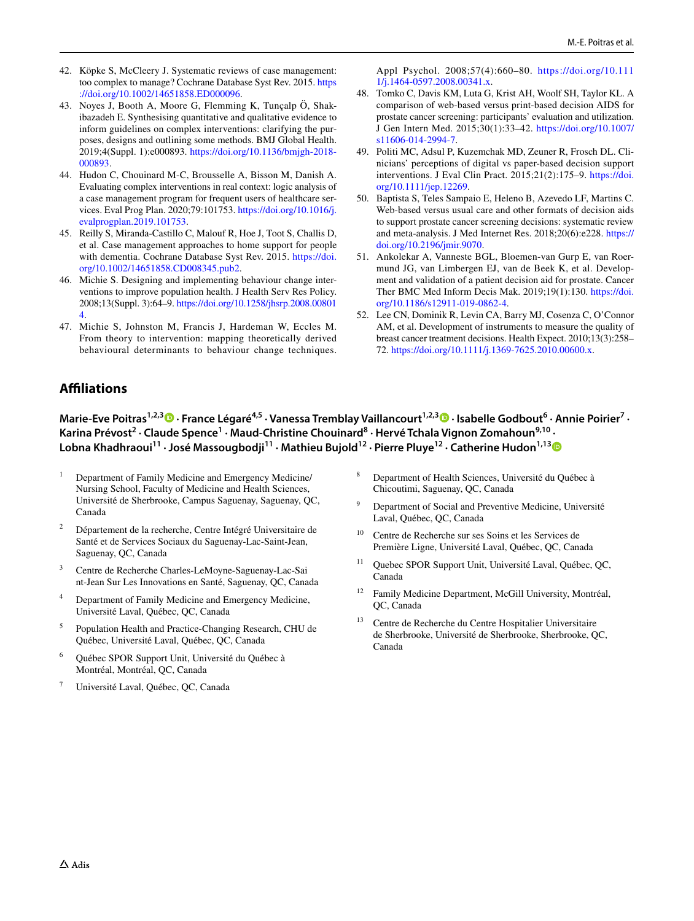42. Köpke S, McCleery J. Systematic reviews of case management: too complex to manage? Cochrane Database Syst Rev. 2015. https://doi.org/10.1002/14651858.ED000096.
43. Noyes J, Booth A, Moore G, Flemming K, Tunçalp Ö, Shakibazadeh E. Synthesising quantitative and qualitative evidence to inform guidelines on complex interventions: clarifying the purposes, designs and outlining some methods. BMJ Global Health. 2019;4(Suppl. 1):e000893. https://doi.org/10.1136/bmjgh-2018-000893.
44. Hudon C, Chouinard M-C, Brousselle A, Bisson M, Danish A. Evaluating complex interventions in real context: logic analysis of a case management program for frequent users of healthcare services. Eval Prog Plan. 2020;79:101753. https://doi.org/10.1016/j.evalprogplan.2019.101753.
45. Reilly S, Miranda-Castillo C, Malouf R, Hoe J, Toot S, Challis D, et al. Case management approaches to home support for people with dementia. Cochrane Database Syst Rev. 2015. https://doi.org/10.1002/14651858.CD008345.pub2.
46. Michie S. Designing and implementing behaviour change interventions to improve population health. J Health Serv Res Policy. 2008;13(Suppl. 3):64–9. https://doi.org/10.1258/jhsrp.2008.008014.
47. Michie S, Johnston M, Francis J, Hardeman W, Eccles M. From theory to intervention: mapping theoretically derived behavioural determinants to behaviour change techniques. Appl Psychol. 2008;57(4):660–80. https://doi.org/10.1111/j.1464-0597.2008.00341.x.
48. Tomko C, Davis KM, Luta G, Krist AH, Woolf SH, Taylor KL. A comparison of web-based versus print-based decision AIDS for prostate cancer screening: participants' evaluation and utilization. J Gen Intern Med. 2015;30(1):33–42. https://doi.org/10.1007/s11606-014-2994-7.
49. Politi MC, Adsul P, Kuzemchak MD, Zeuner R, Frosch DL. Clinicians' perceptions of digital vs paper-based decision support interventions. J Eval Clin Pract. 2015;21(2):175–9. https://doi.org/10.1111/jep.12269.
50. Baptista S, Teles Sampaio E, Heleno B, Azevedo LF, Martins C. Web-based versus usual care and other formats of decision aids to support prostate cancer screening decisions: systematic review and meta-analysis. J Med Internet Res. 2018;20(6):e228. https://doi.org/10.2196/jmir.9070.
51. Ankolekar A, Vanneste BGL, Bloemen-van Gurp E, van Roermund JG, van Limbergen EJ, van de Beek K, et al. Development and validation of a patient decision aid for prostate. Cancer Ther BMC Med Inform Decis Mak. 2019;19(1):130. https://doi.org/10.1186/s12911-019-0862-4.
52. Lee CN, Dominik R, Levin CA, Barry MJ, Cosenza C, O'Connor AM, et al. Development of instruments to measure the quality of breast cancer treatment decisions. Health Expect. 2010;13(3):258–72. https://doi.org/10.1111/j.1369-7625.2010.00600.x.

## Affiliations

**Marie-Eve Poitras[1,2,3] · France Légaré[4,5] · Vanessa Tremblay Vaillancourt[1,2,3] · Isabelle Godbout[6] · Annie Poirier[7] · Karina Prévost[2] · Claude Spence[1] · Maud-Christine Chouinard[8] · Hervé Tchala Vignon Zomahoun[9,10] · Lobna Khadhraoui[11] · José Massougbodji[11] · Mathieu Bujold[12] · Pierre Pluye[12] · Catherine Hudon[1,13]**

1 Department of Family Medicine and Emergency Medicine/Nursing School, Faculty of Medicine and Health Sciences, Université de Sherbrooke, Campus Saguenay, Saguenay, QC, Canada

2 Département de la recherche, Centre Intégré Universitaire de Santé et de Services Sociaux du Saguenay-Lac-Saint-Jean, Saguenay, QC, Canada

3 Centre de Recherche Charles-LeMoyne-Saguenay-Lac-Saint-Jean Sur Les Innovations en Santé, Saguenay, QC, Canada

4 Department of Family Medicine and Emergency Medicine, Université Laval, Québec, QC, Canada

5 Population Health and Practice-Changing Research, CHU de Québec, Université Laval, Québec, QC, Canada

6 Québec SPOR Support Unit, Université du Québec à Montréal, Montréal, QC, Canada

7 Université Laval, Québec, QC, Canada

8 Department of Health Sciences, Université du Québec à Chicoutimi, Saguenay, QC, Canada

9 Department of Social and Preventive Medicine, Université Laval, Québec, QC, Canada

10 Centre de Recherche sur ses Soins et les Services de Première Ligne, Université Laval, Québec, QC, Canada

11 Quebec SPOR Support Unit, Université Laval, Québec, QC, Canada

12 Family Medicine Department, McGill University, Montréal, QC, Canada

13 Centre de Recherche du Centre Hospitalier Universitaire de Sherbrooke, Université de Sherbrooke, Sherbrooke, QC, Canada